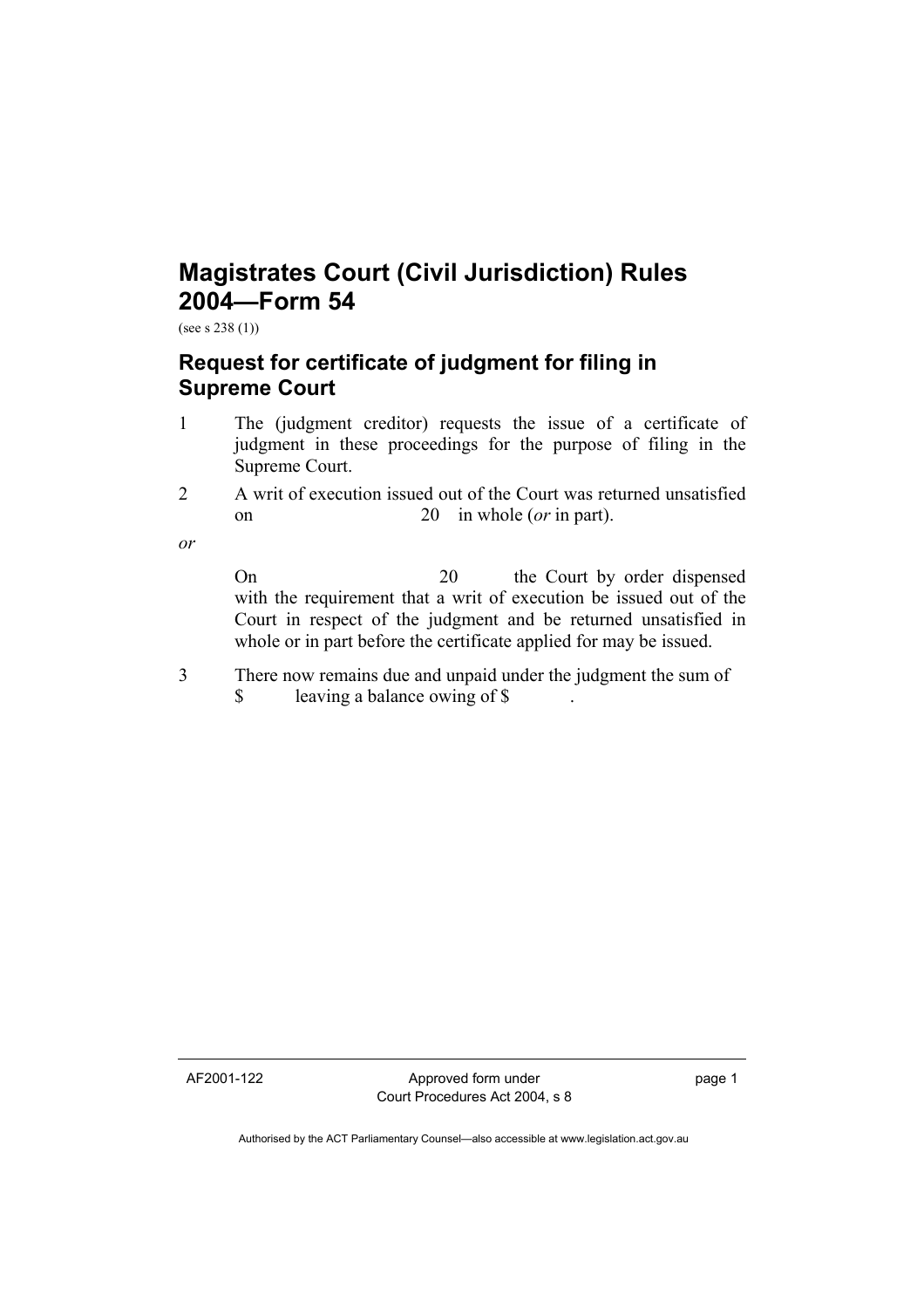# Magistrates Court (Civil Jurisdiction) Rules 2004—Form 54

(see s 238 (1))

## Request for certificate of judgment for filing in Supreme Court

1 The (judgment creditor) requests the issue of a certificate of judgment in these proceedings for the purpose of filing in the Supreme Court.

2 A writ of execution issued out of the Court was returned unsatisfied on 20 in whole (*or* in part).

*or*

On 20 the Court by order dispensed with the requirement that a writ of execution be issued out of the Court in respect of the judgment and be returned unsatisfied in whole or in part before the certificate applied for may be issued.

3 There now remains due and unpaid under the judgment the sum of $ leaving a balance owing of $ .

AF2001-122

Approved form under Court Procedures Act 2004, s 8

Authorised by the ACT Parliamentary Counsel—also accessible at www.legislation.act.gov.au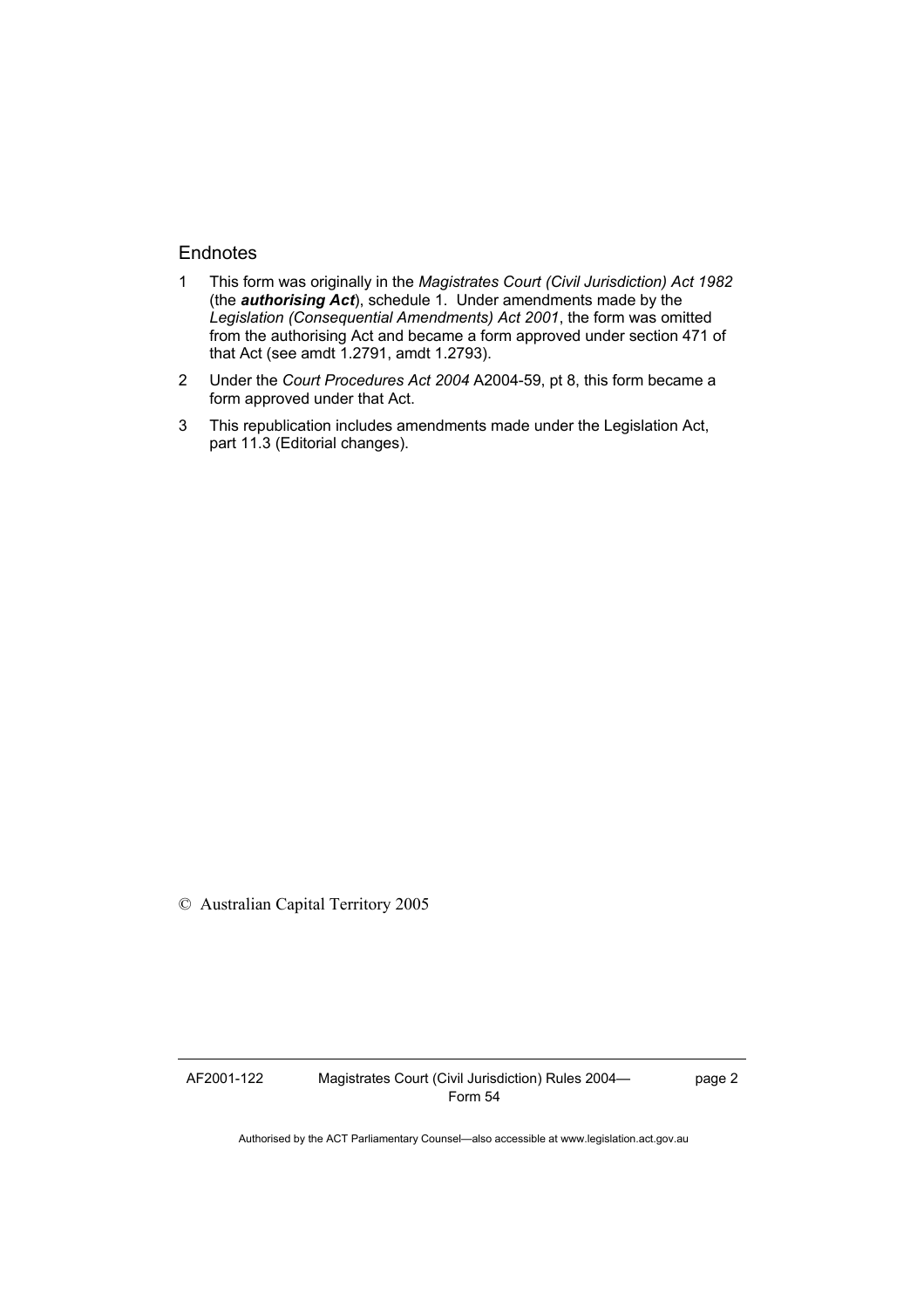## Endnotes

1 This form was originally in the *Magistrates Court (Civil Jurisdiction) Act 1982* (the ***authorising Act***), schedule 1. Under amendments made by the *Legislation (Consequential Amendments) Act 2001*, the form was omitted from the authorising Act and became a form approved under section 471 of that Act (see amdt 1.2791, amdt 1.2793).

2 Under the *Court Procedures Act 2004* A2004-59, pt 8, this form became a form approved under that Act.

3 This republication includes amendments made under the Legislation Act, part 11.3 (Editorial changes).

© Australian Capital Territory 2005